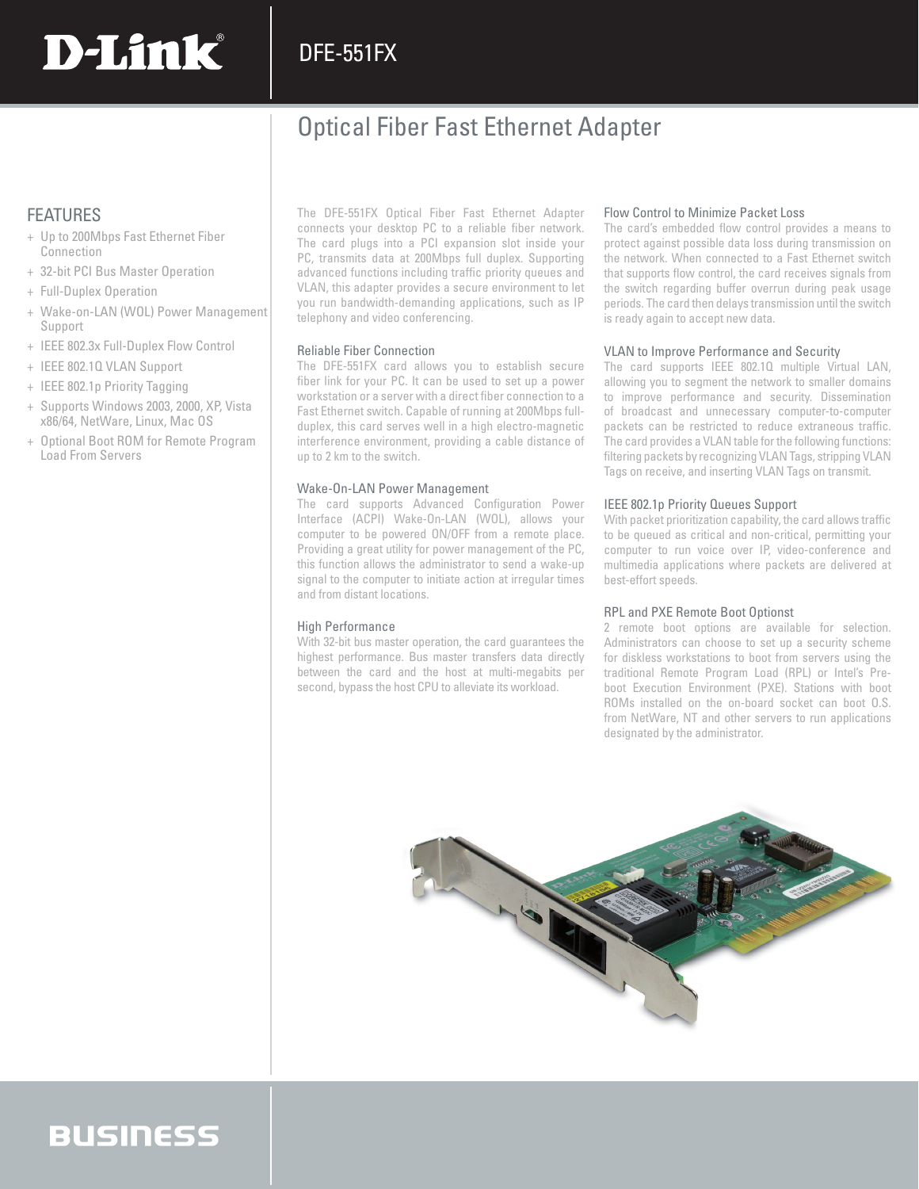D-Link

# DFE-551FX

## Optical Fiber Fast Ethernet Adapter

### FEATURES

- + Up to 200Mbps Fast Ethernet Fiber Connection
- + 32-bit PCI Bus Master Operation
- + Full-Duplex Operation
- + Wake-on-LAN (WOL) Power Management Support
- + IEEE 802.3x Full-Duplex Flow Control
- + IEEE 802.1Q VLAN Support
- + IEEE 802.1p Priority Tagging
- + Supports Windows 2003, 2000, XP, Vista x86/64, NetWare, Linux, Mac OS
- + Optional Boot ROM for Remote Program Load From Servers

The DFE-551FX Optical Fiber Fast Ethernet Adapter connects your desktop PC to a reliable fiber network. The card plugs into a PCI expansion slot inside your PC, transmits data at 200Mbps full duplex. Supporting advanced functions including traffic priority queues and VLAN, this adapter provides a secure environment to let you run bandwidth-demanding applications, such as IP telephony and video conferencing.

### Reliable Fiber Connection

The DFE-551FX card allows you to establish secure fiber link for your PC. It can be used to set up a power workstation or a server with a direct fiber connection to a Fast Ethernet switch. Capable of running at 200Mbps full-duplex, this card serves well in a high electro-magnetic interference environment, providing a cable distance of up to 2 km to the switch.

### Wake-On-LAN Power Management

The card supports Advanced Configuration Power Interface (ACPI) Wake-On-LAN (WOL), allows your computer to be powered ON/OFF from a remote place. Providing a great utility for power management of the PC, this function allows the administrator to send a wake-up signal to the computer to initiate action at irregular times and from distant locations.

### High Performance

With 32-bit bus master operation, the card guarantees the highest performance. Bus master transfers data directly between the card and the host at multi-megabits per second, bypass the host CPU to alleviate its workload.

### Flow Control to Minimize Packet Loss

The card's embedded flow control provides a means to protect against possible data loss during transmission on the network. When connected to a Fast Ethernet switch that supports flow control, the card receives signals from the switch regarding buffer overrun during peak usage periods. The card then delays transmission until the switch is ready again to accept new data.

### VLAN to Improve Performance and Security

The card supports IEEE 802.1Q multiple Virtual LAN, allowing you to segment the network to smaller domains to improve performance and security. Dissemination of broadcast and unnecessary computer-to-computer packets can be restricted to reduce extraneous traffic. The card provides a VLAN table for the following functions: filtering packets by recognizing VLAN Tags, stripping VLAN Tags on receive, and inserting VLAN Tags on transmit.

### IEEE 802.1p Priority Queues Support

With packet prioritization capability, the card allows traffic to be queued as critical and non-critical, permitting your computer to run voice over IP, video-conference and multimedia applications where packets are delivered at best-effort speeds.

### RPL and PXE Remote Boot Optionst

2 remote boot options are available for selection. Administrators can choose to set up a security scheme for diskless workstations to boot from servers using the traditional Remote Program Load (RPL) or Intel's Pre-boot Execution Environment (PXE). Stations with boot ROMs installed on the on-board socket can boot O.S. from NetWare, NT and other servers to run applications designated by the administrator.

BUSINESS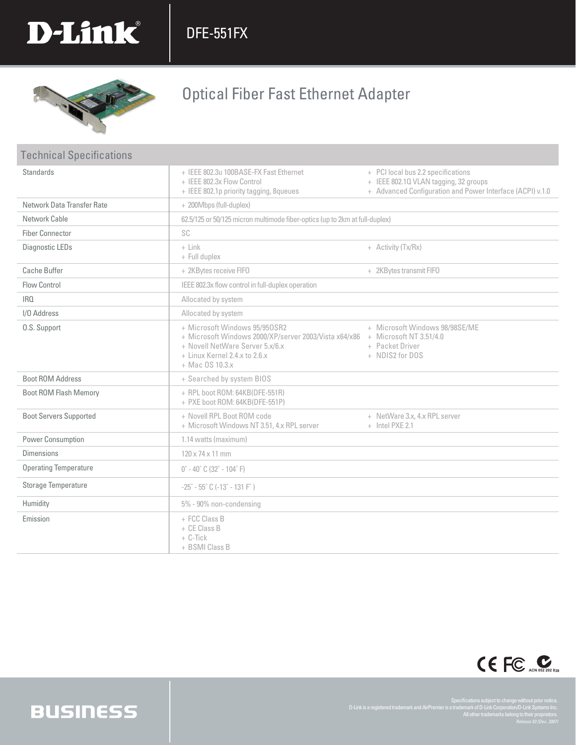# D-Link DFE-551FX

## Optical Fiber Fast Ethernet Adapter

## Technical Specifications

| | |
|---|---|
| Standards | + IEEE 802.3u 100BASE-FX Fast Ethernet<br>+ IEEE 802.3x Flow Control<br>+ IEEE 802.1p priority tagging, 8queues<br>+ PCI local bus 2.2 specifications<br>+ IEEE 802.1Q VLAN tagging, 32 groups<br>+ Advanced Configuration and Power Interface (ACPI) v.1.0 |
| Network Data Transfer Rate | + 200Mbps (full-duplex) |
| Network Cable | 62.5/125 or 50/125 micron multimode fiber-optics (up to 2km at full-duplex) |
| Fiber Connector | SC |
| Diagnostic LEDs | + Link<br>+ Full duplex<br>+ Activity (Tx/Rx) |
| Cache Buffer | + 2KBytes receive FIFO<br>+ 2KBytes transmit FIFO |
| Flow Control | IEEE 802.3x flow control in full-duplex operation |
| IRQ | Allocated by system |
| I/O Address | Allocated by system |
| O.S. Support | + Microsoft Windows 95/95OSR2<br>+ Microsoft Windows 2000/XP/server 2003/Vista x64/x86<br>+ Novell NetWare Server 5.x/6.x<br>+ Linux Kernel 2.4.x to 2.6.x<br>+ Mac OS 10.3.x<br>+ Microsoft Windows 98/98SE/ME<br>+ Microsoft NT 3.51/4.0<br>+ Packet Driver<br>+ NDIS2 for DOS |
| Boot ROM Address | + Searched by system BIOS |
| Boot ROM Flash Memory | + RPL boot ROM: 64KB(DFE-551R)<br>+ PXE boot ROM: 64KB(DFE-551P) |
| Boot Servers Supported | + Novell RPL Boot ROM code<br>+ Microsoft Windows NT 3.51, 4.x RPL server<br>+ NetWare 3.x, 4.x RPL server<br>+ Intel PXE 2.1 |
| Power Consumption | 1.14 watts (maximum) |
| Dimensions | 120 x 74 x 11 mm |
| Operating Temperature | 0° - 40° C (32° - 104° F) |
| Storage Temperature | -25° - 55° C (-13° - 131 F° ) |
| Humidity | 5% - 90% non-condensing |
| Emission | + FCC Class B<br>+ CE Class B<br>+ C-Tick<br>+ BSMI Class B |

ACN 052 202 838

BUSINESS

Specifications subject to change without prior notice.
D-Link is a registered trademark and AirPremier is a trademark of D-Link Corporation/D-Link Systems Inc.
All other trademarks belong to their proprietors.
*Release 03 (Dec. 2007)*